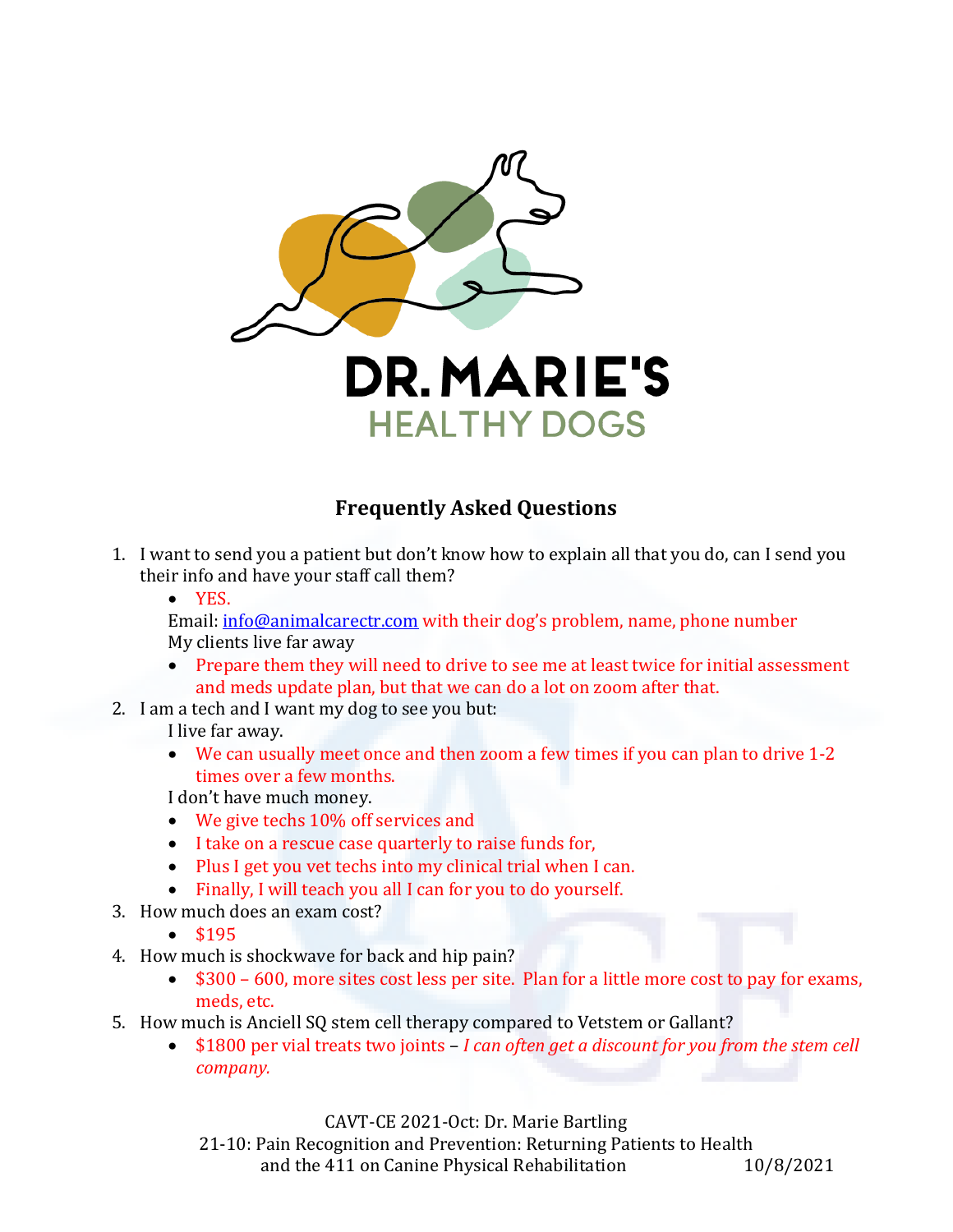DR. MARIE'S
HEALTHY DOGS

## Frequently Asked Questions

1. I want to send you a patient but don't know how to explain all that you do, can I send you their info and have your staff call them?
   - YES.

   Email: info@animalcarectr.com with their dog's problem, name, phone number

   My clients live far away

   - Prepare them they will need to drive to see me at least twice for initial assessment and meds update plan, but that we can do a lot on zoom after that.
2. I am a tech and I want my dog to see you but:

   I live far away.

   - We can usually meet once and then zoom a few times if you can plan to drive 1-2 times over a few months.

   I don't have much money.

   - We give techs 10% off services and
   - I take on a rescue case quarterly to raise funds for,
   - Plus I get you vet techs into my clinical trial when I can.
   - Finally, I will teach you all I can for you to do yourself.
3. How much does an exam cost?
   - $195
4. How much is shockwave for back and hip pain?
   - $300 – 600, more sites cost less per site. Plan for a little more cost to pay for exams, meds, etc.
5. How much is Anciell SQ stem cell therapy compared to Vetstem or Gallant?
   - $1800 per vial treats two joints – *I can often get a discount for you from the stem cell company.*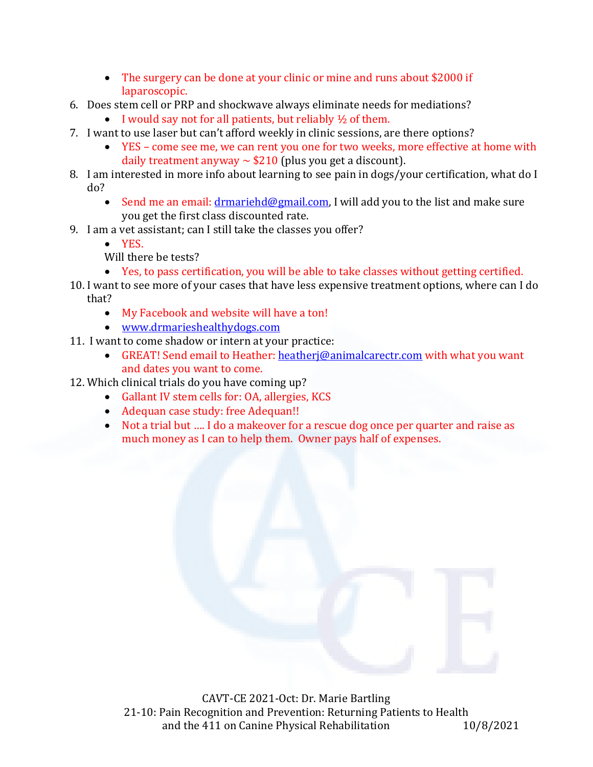- The surgery can be done at your clinic or mine and runs about $2000 if laparoscopic.

6. Does stem cell or PRP and shockwave always eliminate needs for mediations?
   - I would say not for all patients, but reliably ½ of them.
7. I want to use laser but can't afford weekly in clinic sessions, are there options?
   - YES – come see me, we can rent you one for two weeks, more effective at home with daily treatment anyway ~ $210 (plus you get a discount).
8. I am interested in more info about learning to see pain in dogs/your certification, what do I do?
   - Send me an email: drmariehd@gmail.com, I will add you to the list and make sure you get the first class discounted rate.
9. I am a vet assistant; can I still take the classes you offer?
   - YES.

   Will there be tests?
   - Yes, to pass certification, you will be able to take classes without getting certified.
10. I want to see more of your cases that have less expensive treatment options, where can I do that?
    - My Facebook and website will have a ton!
    - www.drmarieshealthydogs.com
11. I want to come shadow or intern at your practice:
    - GREAT! Send email to Heather: heatherj@animalcarectr.com with what you want and dates you want to come.
12. Which clinical trials do you have coming up?
    - Gallant IV stem cells for: OA, allergies, KCS
    - Adequan case study: free Adequan!!
    - Not a trial but …. I do a makeover for a rescue dog once per quarter and raise as much money as I can to help them. Owner pays half of expenses.